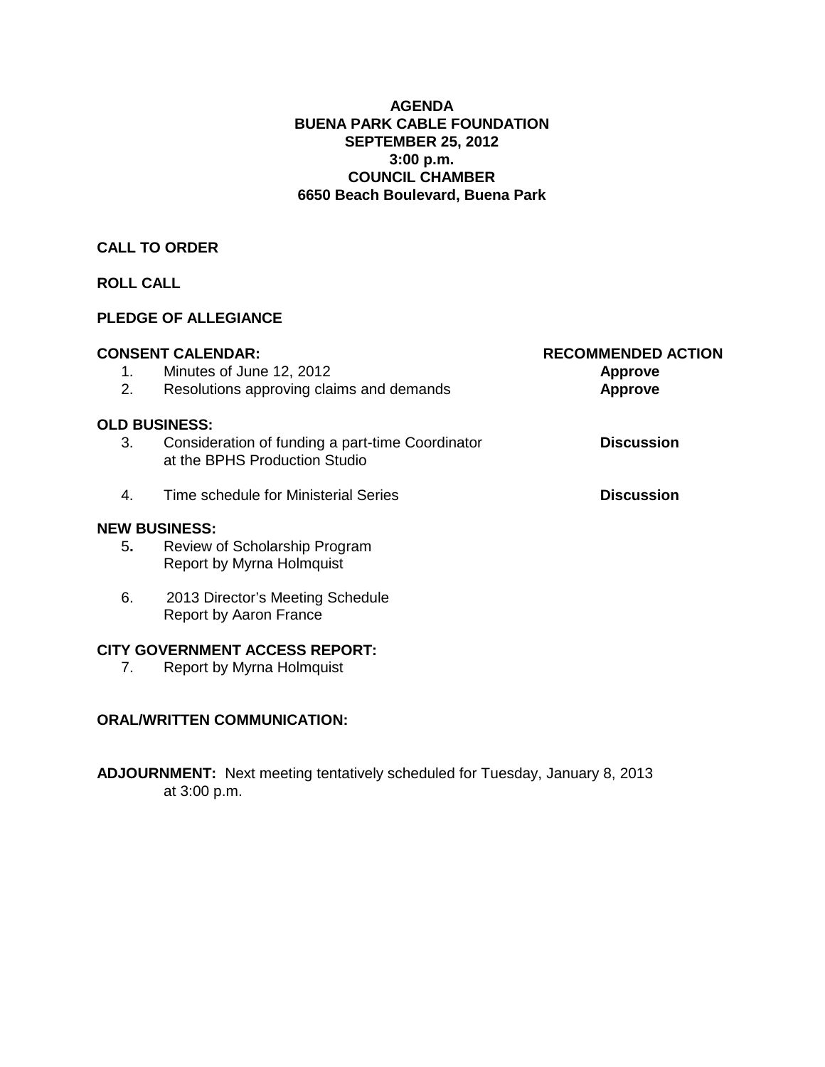# AGENDA
# BUENA PARK CABLE FOUNDATION
## SEPTEMBER 25, 2012
## 3:00 p.m.
## COUNCIL CHAMBER
## 6650 Beach Boulevard, Buena Park

**CALL TO ORDER**

**ROLL CALL**

**PLEDGE OF ALLEGIANCE**

| **CONSENT CALENDAR:** | **RECOMMENDED ACTION** |
|---|---|
| 1. Minutes of June 12, 2012 | **Approve** |
| 2. Resolutions approving claims and demands | **Approve** |
| **OLD BUSINESS:** | |
| 3. Consideration of funding a part-time Coordinator at the BPHS Production Studio | **Discussion** |
| 4. Time schedule for Ministerial Series | **Discussion** |

**NEW BUSINESS:**

5. Review of Scholarship Program
   Report by Myrna Holmquist

6. 2013 Director's Meeting Schedule
   Report by Aaron France

**CITY GOVERNMENT ACCESS REPORT:**

7. Report by Myrna Holmquist

**ORAL/WRITTEN COMMUNICATION:**

**ADJOURNMENT:** Next meeting tentatively scheduled for Tuesday, January 8, 2013 at 3:00 p.m.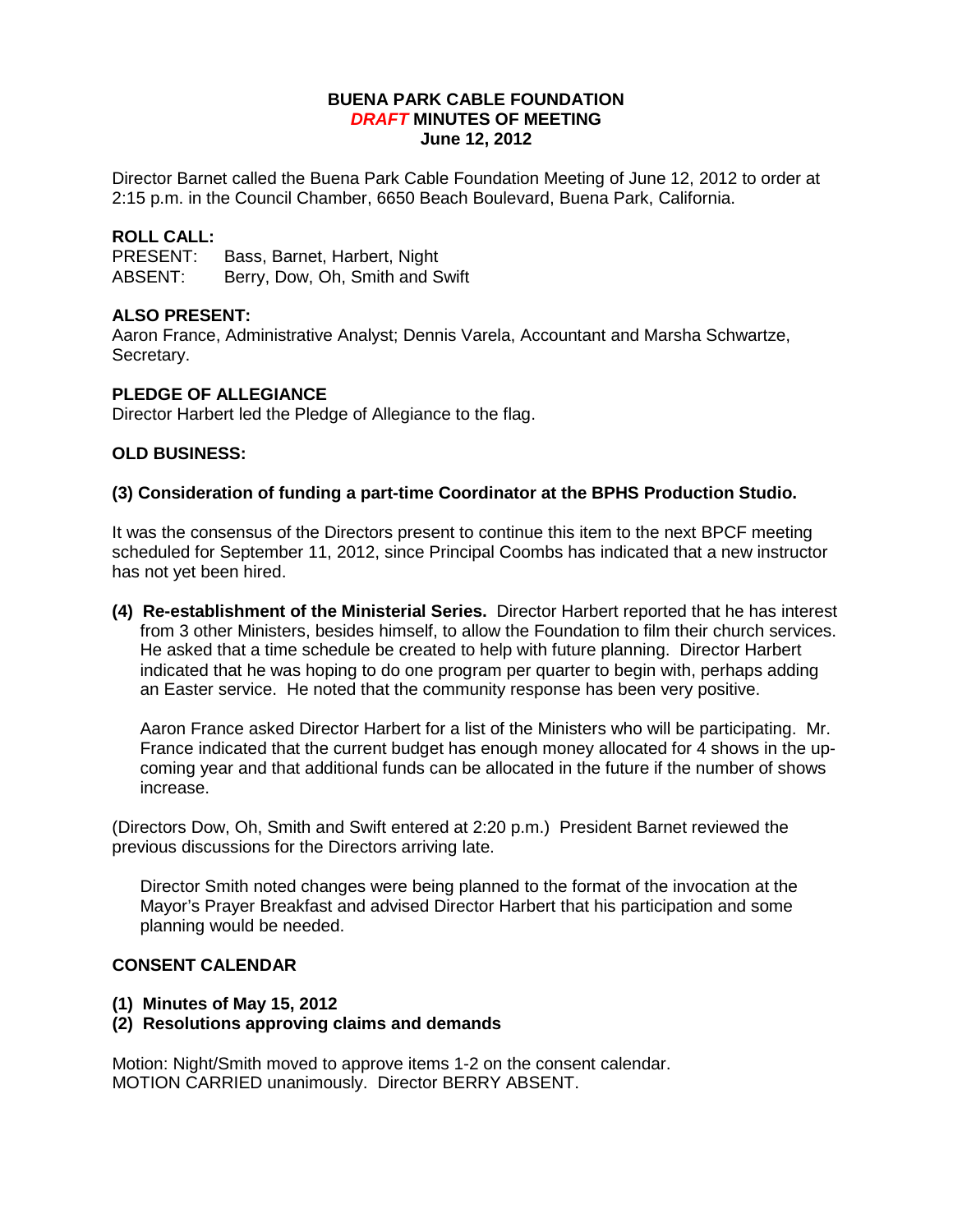**BUENA PARK CABLE FOUNDATION**
***DRAFT* MINUTES OF MEETING**
**June 12, 2012**

Director Barnet called the Buena Park Cable Foundation Meeting of June 12, 2012 to order at 2:15 p.m. in the Council Chamber, 6650 Beach Boulevard, Buena Park, California.

**ROLL CALL:**
PRESENT: Bass, Barnet, Harbert, Night
ABSENT: Berry, Dow, Oh, Smith and Swift

**ALSO PRESENT:**
Aaron France, Administrative Analyst; Dennis Varela, Accountant and Marsha Schwartze, Secretary.

**PLEDGE OF ALLEGIANCE**
Director Harbert led the Pledge of Allegiance to the flag.

**OLD BUSINESS:**

**(3) Consideration of funding a part-time Coordinator at the BPHS Production Studio.**

It was the consensus of the Directors present to continue this item to the next BPCF meeting scheduled for September 11, 2012, since Principal Coombs has indicated that a new instructor has not yet been hired.

**(4) Re-establishment of the Ministerial Series.** Director Harbert reported that he has interest from 3 other Ministers, besides himself, to allow the Foundation to film their church services. He asked that a time schedule be created to help with future planning. Director Harbert indicated that he was hoping to do one program per quarter to begin with, perhaps adding an Easter service. He noted that the community response has been very positive.

Aaron France asked Director Harbert for a list of the Ministers who will be participating. Mr. France indicated that the current budget has enough money allocated for 4 shows in the up-coming year and that additional funds can be allocated in the future if the number of shows increase.

(Directors Dow, Oh, Smith and Swift entered at 2:20 p.m.) President Barnet reviewed the previous discussions for the Directors arriving late.

Director Smith noted changes were being planned to the format of the invocation at the Mayor's Prayer Breakfast and advised Director Harbert that his participation and some planning would be needed.

**CONSENT CALENDAR**

**(1) Minutes of May 15, 2012**
**(2) Resolutions approving claims and demands**

Motion: Night/Smith moved to approve items 1-2 on the consent calendar.
MOTION CARRIED unanimously. Director BERRY ABSENT.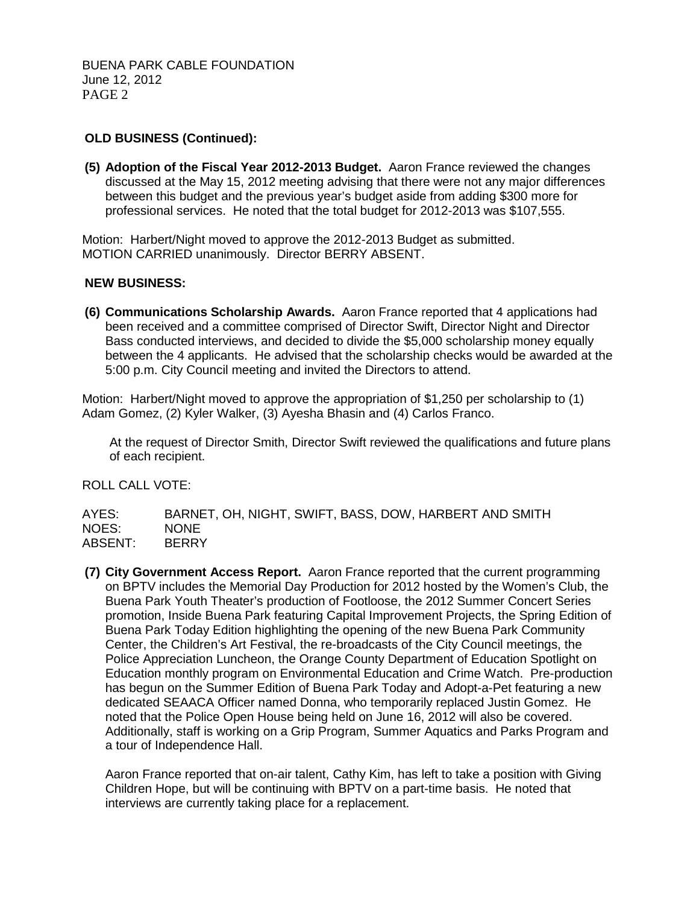**OLD BUSINESS (Continued):**

**(5) Adoption of the Fiscal Year 2012-2013 Budget.** Aaron France reviewed the changes discussed at the May 15, 2012 meeting advising that there were not any major differences between this budget and the previous year's budget aside from adding $300 more for professional services. He noted that the total budget for 2012-2013 was $107,555.

Motion: Harbert/Night moved to approve the 2012-2013 Budget as submitted.
MOTION CARRIED unanimously. Director BERRY ABSENT.

**NEW BUSINESS:**

**(6) Communications Scholarship Awards.** Aaron France reported that 4 applications had been received and a committee comprised of Director Swift, Director Night and Director Bass conducted interviews, and decided to divide the $5,000 scholarship money equally between the 4 applicants. He advised that the scholarship checks would be awarded at the 5:00 p.m. City Council meeting and invited the Directors to attend.

Motion: Harbert/Night moved to approve the appropriation of $1,250 per scholarship to (1) Adam Gomez, (2) Kyler Walker, (3) Ayesha Bhasin and (4) Carlos Franco.

At the request of Director Smith, Director Swift reviewed the qualifications and future plans of each recipient.

ROLL CALL VOTE:

AYES: BARNET, OH, NIGHT, SWIFT, BASS, DOW, HARBERT AND SMITH
NOES: NONE
ABSENT: BERRY

**(7) City Government Access Report.** Aaron France reported that the current programming on BPTV includes the Memorial Day Production for 2012 hosted by the Women's Club, the Buena Park Youth Theater's production of Footloose, the 2012 Summer Concert Series promotion, Inside Buena Park featuring Capital Improvement Projects, the Spring Edition of Buena Park Today Edition highlighting the opening of the new Buena Park Community Center, the Children's Art Festival, the re-broadcasts of the City Council meetings, the Police Appreciation Luncheon, the Orange County Department of Education Spotlight on Education monthly program on Environmental Education and Crime Watch. Pre-production has begun on the Summer Edition of Buena Park Today and Adopt-a-Pet featuring a new dedicated SEAACA Officer named Donna, who temporarily replaced Justin Gomez. He noted that the Police Open House being held on June 16, 2012 will also be covered. Additionally, staff is working on a Grip Program, Summer Aquatics and Parks Program and a tour of Independence Hall.

Aaron France reported that on-air talent, Cathy Kim, has left to take a position with Giving Children Hope, but will be continuing with BPTV on a part-time basis. He noted that interviews are currently taking place for a replacement.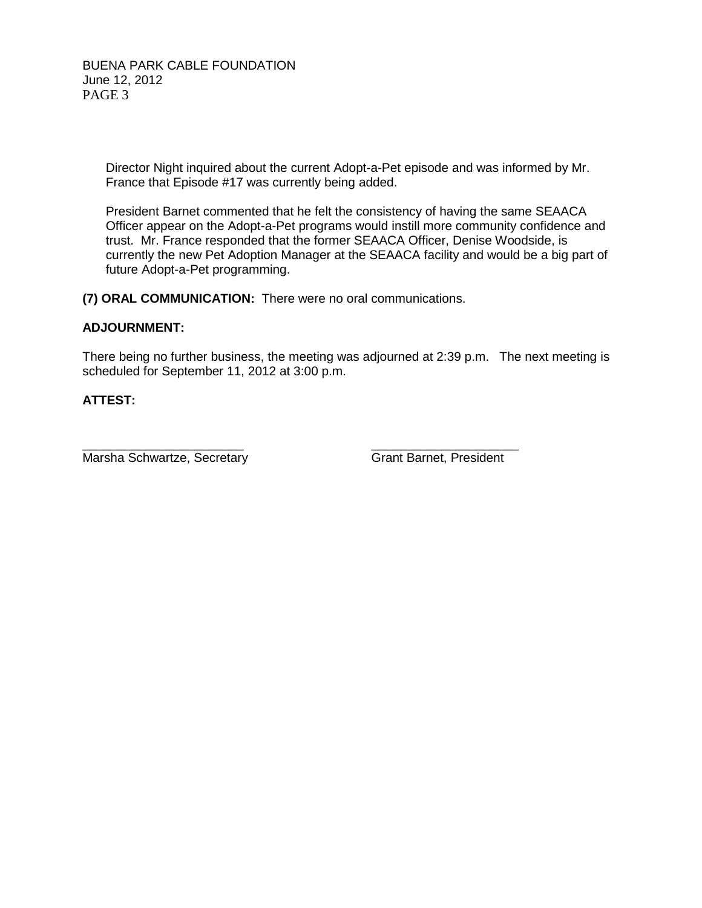Director Night inquired about the current Adopt-a-Pet episode and was informed by Mr. France that Episode #17 was currently being added.

President Barnet commented that he felt the consistency of having the same SEAACA Officer appear on the Adopt-a-Pet programs would instill more community confidence and trust. Mr. France responded that the former SEAACA Officer, Denise Woodside, is currently the new Pet Adoption Manager at the SEAACA facility and would be a big part of future Adopt-a-Pet programming.

**(7) ORAL COMMUNICATION:** There were no oral communications.

**ADJOURNMENT:**

There being no further business, the meeting was adjourned at 2:39 p.m. The next meeting is scheduled for September 11, 2012 at 3:00 p.m.

**ATTEST:**

______________________ ______________________
Marsha Schwartze, Secretary Grant Barnet, President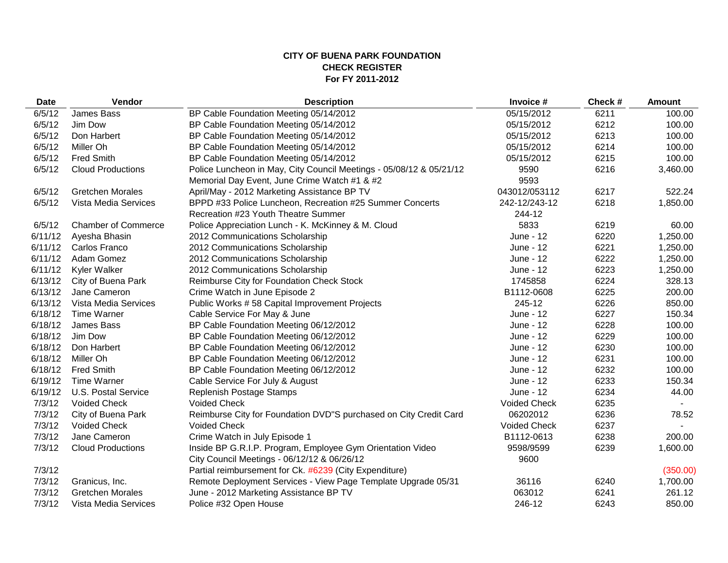**CITY OF BUENA PARK FOUNDATION**
**CHECK REGISTER**
**For FY 2011-2012**

| Date | Vendor | Description | Invoice # | Check # | Amount |
|---|---|---|---|---|---|
| 6/5/12 | James Bass | BP Cable Foundation Meeting 05/14/2012 | 05/15/2012 | 6211 | 100.00 |
| 6/5/12 | Jim Dow | BP Cable Foundation Meeting 05/14/2012 | 05/15/2012 | 6212 | 100.00 |
| 6/5/12 | Don Harbert | BP Cable Foundation Meeting 05/14/2012 | 05/15/2012 | 6213 | 100.00 |
| 6/5/12 | Miller Oh | BP Cable Foundation Meeting 05/14/2012 | 05/15/2012 | 6214 | 100.00 |
| 6/5/12 | Fred Smith | BP Cable Foundation Meeting 05/14/2012 | 05/15/2012 | 6215 | 100.00 |
| 6/5/12 | Cloud Productions | Police Luncheon in May, City Council Meetings - 05/08/12 & 05/21/12 | 9590 | 6216 | 3,460.00 |
| | | Memorial Day Event, June Crime Watch #1 & #2 | 9593 | | |
| 6/5/12 | Gretchen Morales | April/May - 2012 Marketing Assistance BP TV | 043012/053112 | 6217 | 522.24 |
| 6/5/12 | Vista Media Services | BPPD #33 Police Luncheon, Recreation #25 Summer Concerts | 242-12/243-12 | 6218 | 1,850.00 |
| | | Recreation #23 Youth Theatre Summer | 244-12 | | |
| 6/5/12 | Chamber of Commerce | Police Appreciation Lunch - K. McKinney & M. Cloud | 5833 | 6219 | 60.00 |
| 6/11/12 | Ayesha Bhasin | 2012 Communications Scholarship | June - 12 | 6220 | 1,250.00 |
| 6/11/12 | Carlos Franco | 2012 Communications Scholarship | June - 12 | 6221 | 1,250.00 |
| 6/11/12 | Adam Gomez | 2012 Communications Scholarship | June - 12 | 6222 | 1,250.00 |
| 6/11/12 | Kyler Walker | 2012 Communications Scholarship | June - 12 | 6223 | 1,250.00 |
| 6/13/12 | City of Buena Park | Reimburse City for Foundation Check Stock | 1745858 | 6224 | 328.13 |
| 6/13/12 | Jane Cameron | Crime Watch in June Episode 2 | B1112-0608 | 6225 | 200.00 |
| 6/13/12 | Vista Media Services | Public Works # 58 Capital Improvement Projects | 245-12 | 6226 | 850.00 |
| 6/18/12 | Time Warner | Cable Service For May & June | June - 12 | 6227 | 150.34 |
| 6/18/12 | James Bass | BP Cable Foundation Meeting 06/12/2012 | June - 12 | 6228 | 100.00 |
| 6/18/12 | Jim Dow | BP Cable Foundation Meeting 06/12/2012 | June - 12 | 6229 | 100.00 |
| 6/18/12 | Don Harbert | BP Cable Foundation Meeting 06/12/2012 | June - 12 | 6230 | 100.00 |
| 6/18/12 | Miller Oh | BP Cable Foundation Meeting 06/12/2012 | June - 12 | 6231 | 100.00 |
| 6/18/12 | Fred Smith | BP Cable Foundation Meeting 06/12/2012 | June - 12 | 6232 | 100.00 |
| 6/19/12 | Time Warner | Cable Service For July & August | June - 12 | 6233 | 150.34 |
| 6/19/12 | U.S. Postal Service | Replenish Postage Stamps | June - 12 | 6234 | 44.00 |
| 7/3/12 | Voided Check | Voided Check | Voided Check | 6235 | - |
| 7/3/12 | City of Buena Park | Reimburse City for Foundation DVD"S purchased on City Credit Card | 06202012 | 6236 | 78.52 |
| 7/3/12 | Voided Check | Voided Check | Voided Check | 6237 | - |
| 7/3/12 | Jane Cameron | Crime Watch in July Episode 1 | B1112-0613 | 6238 | 200.00 |
| 7/3/12 | Cloud Productions | Inside BP G.R.I.P. Program, Employee Gym Orientation Video | 9598/9599 | 6239 | 1,600.00 |
| | | City Council Meetings - 06/12/12 & 06/26/12 | 9600 | | |
| 7/3/12 | | Partial reimbursement for Ck. #6239 (City Expenditure) | | | (350.00) |
| 7/3/12 | Granicus, Inc. | Remote Deployment Services - View Page Template Upgrade 05/31 | 36116 | 6240 | 1,700.00 |
| 7/3/12 | Gretchen Morales | June - 2012 Marketing Assistance BP TV | 063012 | 6241 | 261.12 |
| 7/3/12 | Vista Media Services | Police #32 Open House | 246-12 | 6243 | 850.00 |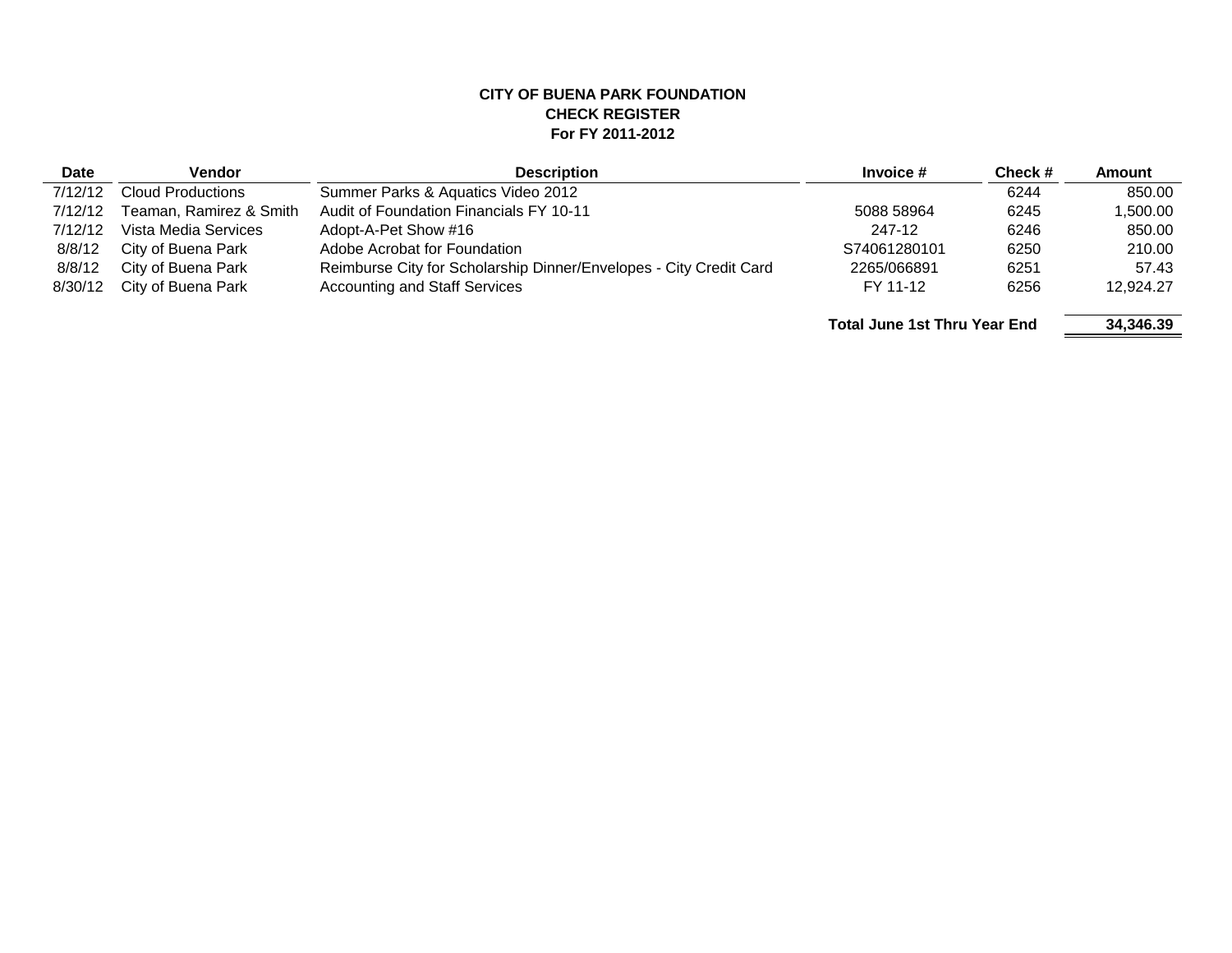**CITY OF BUENA PARK FOUNDATION**
**CHECK REGISTER**
**For FY 2011-2012**

| Date | Vendor | Description | Invoice # | Check # | Amount |
|---|---|---|---|---|---|
| 7/12/12 | Cloud Productions | Summer Parks & Aquatics Video 2012 | | 6244 | 850.00 |
| 7/12/12 | Teaman, Ramirez & Smith | Audit of Foundation Financials FY 10-11 | 5088 58964 | 6245 | 1,500.00 |
| 7/12/12 | Vista Media Services | Adopt-A-Pet Show #16 | 247-12 | 6246 | 850.00 |
| 8/8/12 | City of Buena Park | Adobe Acrobat for Foundation | S74061280101 | 6250 | 210.00 |
| 8/8/12 | City of Buena Park | Reimburse City for Scholarship Dinner/Envelopes - City Credit Card | 2265/066891 | 6251 | 57.43 |
| 8/30/12 | City of Buena Park | Accounting and Staff Services | FY 11-12 | 6256 | 12,924.27 |
| | | | **Total June 1st Thru Year End** | | **34,346.39** |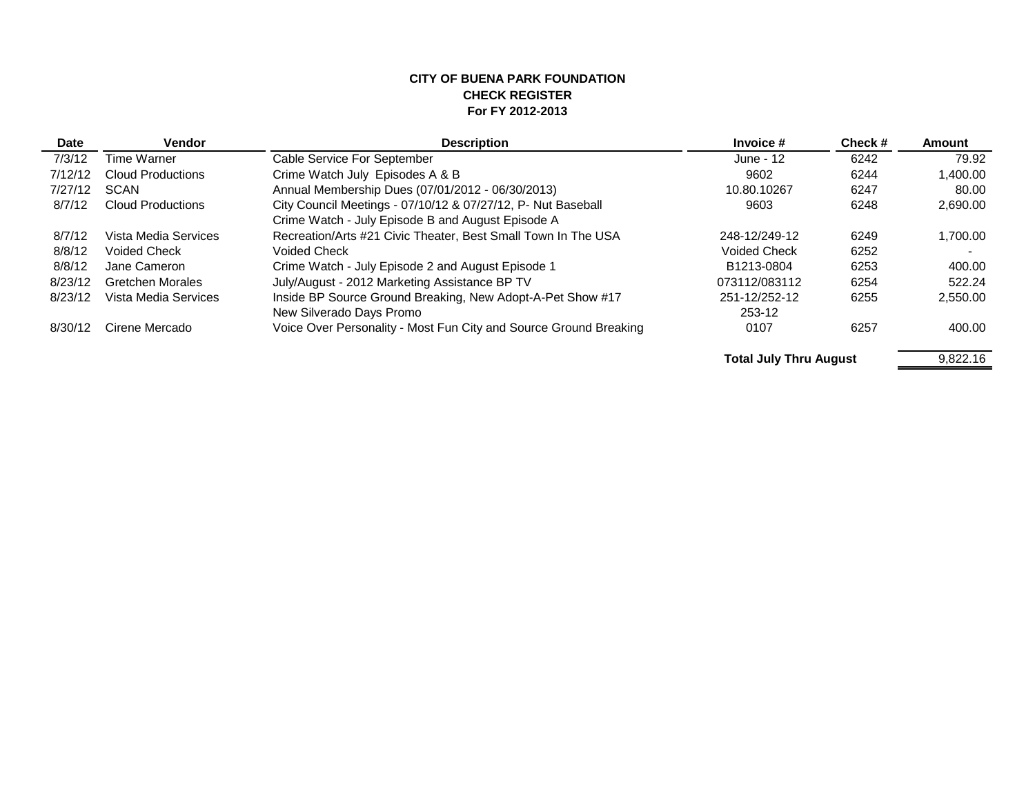**CITY OF BUENA PARK FOUNDATION**
**CHECK REGISTER**
**For FY 2012-2013**

| Date | Vendor | Description | Invoice # | Check # | Amount |
|---|---|---|---|---|---|
| 7/3/12 | Time Warner | Cable Service For September | June - 12 | 6242 | 79.92 |
| 7/12/12 | Cloud Productions | Crime Watch July Episodes A & B | 9602 | 6244 | 1,400.00 |
| 7/27/12 | SCAN | Annual Membership Dues (07/01/2012 - 06/30/2013) | 10.80.10267 | 6247 | 80.00 |
| 8/7/12 | Cloud Productions | City Council Meetings - 07/10/12 & 07/27/12, P- Nut Baseball Crime Watch - July Episode B and August Episode A | 9603 | 6248 | 2,690.00 |
| 8/7/12 | Vista Media Services | Recreation/Arts #21 Civic Theater, Best Small Town In The USA | 248-12/249-12 | 6249 | 1,700.00 |
| 8/8/12 | Voided Check | Voided Check | Voided Check | 6252 | - |
| 8/8/12 | Jane Cameron | Crime Watch - July Episode 2 and August Episode 1 | B1213-0804 | 6253 | 400.00 |
| 8/23/12 | Gretchen Morales | July/August - 2012 Marketing Assistance BP TV | 073112/083112 | 6254 | 522.24 |
| 8/23/12 | Vista Media Services | Inside BP Source Ground Breaking, New Adopt-A-Pet Show #17 New Silverado Days Promo | 251-12/252-12 253-12 | 6255 | 2,550.00 |
| 8/30/12 | Cirene Mercado | Voice Over Personality - Most Fun City and Source Ground Breaking | 0107 | 6257 | 400.00 |
| | | | **Total July Thru August** | | 9,822.16 |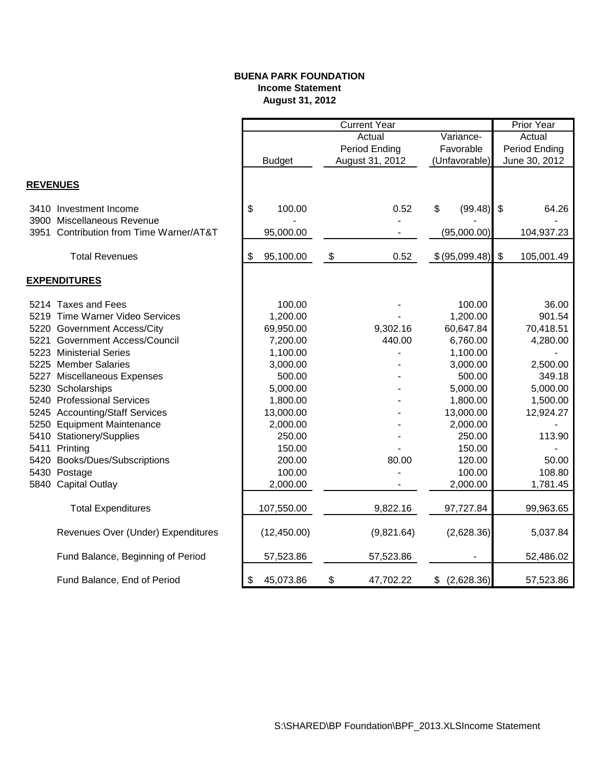**BUENA PARK FOUNDATION**
**Income Statement**
**August 31, 2012**

| | Current Year | | | Prior Year |
|---|---|---|---|---|
| | Budget | Actual Period Ending August 31, 2012 | Variance- Favorable (Unfavorable) | Actual Period Ending June 30, 2012 |
| **REVENUES** | | | | |
| 3410 Investment Income | $ 100.00 | 0.52 | $ (99.48) | $ 64.26 |
| 3900 Miscellaneous Revenue | - | - | - | - |
| 3951 Contribution from Time Warner/AT&T | 95,000.00 | - | (95,000.00) | 104,937.23 |
| Total Revenues | $ 95,100.00 | $ 0.52 | $ (95,099.48) | $ 105,001.49 |
| **EXPENDITURES** | | | | |
| 5214 Taxes and Fees | 100.00 | - | 100.00 | 36.00 |
| 5219 Time Warner Video Services | 1,200.00 | - | 1,200.00 | 901.54 |
| 5220 Government Access/City | 69,950.00 | 9,302.16 | 60,647.84 | 70,418.51 |
| 5221 Government Access/Council | 7,200.00 | 440.00 | 6,760.00 | 4,280.00 |
| 5223 Ministerial Series | 1,100.00 | - | 1,100.00 | - |
| 5225 Member Salaries | 3,000.00 | - | 3,000.00 | 2,500.00 |
| 5227 Miscellaneous Expenses | 500.00 | - | 500.00 | 349.18 |
| 5230 Scholarships | 5,000.00 | - | 5,000.00 | 5,000.00 |
| 5240 Professional Services | 1,800.00 | - | 1,800.00 | 1,500.00 |
| 5245 Accounting/Staff Services | 13,000.00 | - | 13,000.00 | 12,924.27 |
| 5250 Equipment Maintenance | 2,000.00 | - | 2,000.00 | - |
| 5410 Stationery/Supplies | 250.00 | - | 250.00 | 113.90 |
| 5411 Printing | 150.00 | - | 150.00 | - |
| 5420 Books/Dues/Subscriptions | 200.00 | 80.00 | 120.00 | 50.00 |
| 5430 Postage | 100.00 | - | 100.00 | 108.80 |
| 5840 Capital Outlay | 2,000.00 | - | 2,000.00 | 1,781.45 |
| Total Expenditures | 107,550.00 | 9,822.16 | 97,727.84 | 99,963.65 |
| Revenues Over (Under) Expenditures | (12,450.00) | (9,821.64) | (2,628.36) | 5,037.84 |
| Fund Balance, Beginning of Period | 57,523.86 | 57,523.86 | - | 52,486.02 |
| Fund Balance, End of Period | $ 45,073.86 | $ 47,702.22 | $ (2,628.36) | 57,523.86 |

S:\SHARED\BP Foundation\BPF_2013.XLSIncome Statement